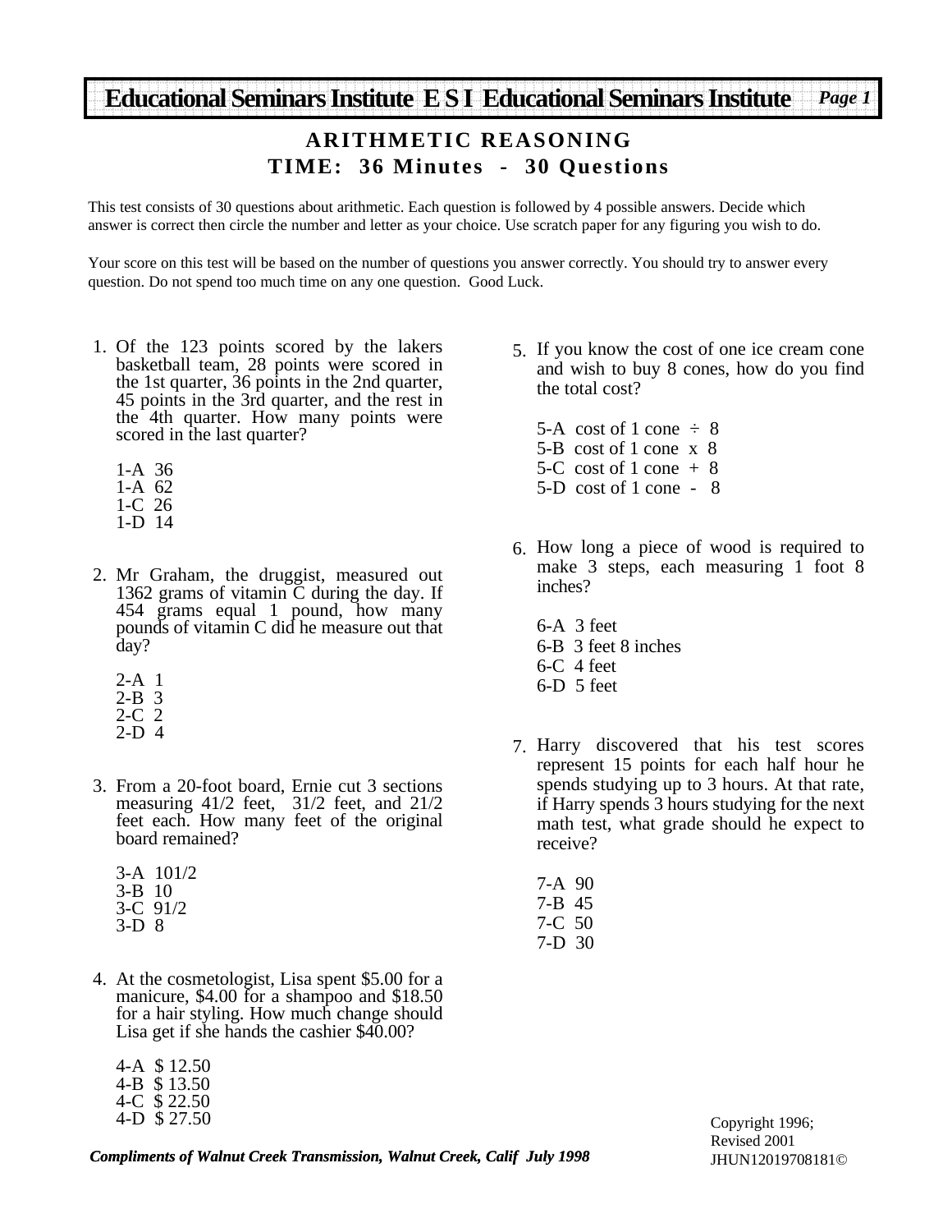**Educational Seminars Institute E S I Educational Seminars Institute**

## ARITHMETIC REASONING

## TIME: 36 Minutes - 30 Questions

This test consists of 30 questions about arithmetic. Each question is followed by 4 possible answers. Decide which answer is correct then circle the number and letter as your choice. Use scratch paper for any figuring you wish to do.

Your score on this test will be based on the number of questions you answer correctly. You should try to answer every question. Do not spend too much time on any one question. Good Luck.

1. Of the 123 points scored by the lakers basketball team, 28 points were scored in the 1st quarter, 36 points in the 2nd quarter, 45 points in the 3rd quarter, and the rest in the 4th quarter. How many points were scored in the last quarter?

   1-A 36
   1-A 62
   1-C 26
   1-D 14

2. Mr Graham, the druggist, measured out 1362 grams of vitamin C during the day. If 454 grams equal 1 pound, how many pounds of vitamin C did he measure out that day?

   2-A 1
   2-B 3
   2-C 2
   2-D 4

3. From a 20-foot board, Ernie cut 3 sections measuring 41/2 feet, 31/2 feet, and 21/2 feet each. How many feet of the original board remained?

   3-A 101/2
   3-B 10
   3-C 91/2
   3-D 8

4. At the cosmetologist, Lisa spent $5.00 for a manicure, $4.00 for a shampoo and $18.50 for a hair styling. How much change should Lisa get if she hands the cashier $40.00?

   4-A $ 12.50
   4-B $ 13.50
   4-C $ 22.50
   4-D $ 27.50

5. If you know the cost of one ice cream cone and wish to buy 8 cones, how do you find the total cost?

   5-A cost of 1 cone ÷ 8
   5-B cost of 1 cone x 8
   5-C cost of 1 cone + 8
   5-D cost of 1 cone - 8

6. How long a piece of wood is required to make 3 steps, each measuring 1 foot 8 inches?

   6-A 3 feet
   6-B 3 feet 8 inches
   6-C 4 feet
   6-D 5 feet

7. Harry discovered that his test scores represent 15 points for each half hour he spends studying up to 3 hours. At that rate, if Harry spends 3 hours studying for the next math test, what grade should he expect to receive?

   7-A 90
   7-B 45
   7-C 50
   7-D 30

Copyright 1996;
Revised 2001
JHUN12019708181©

*Compliments of Walnut Creek Transmission, Walnut Creek, Calif July 1998*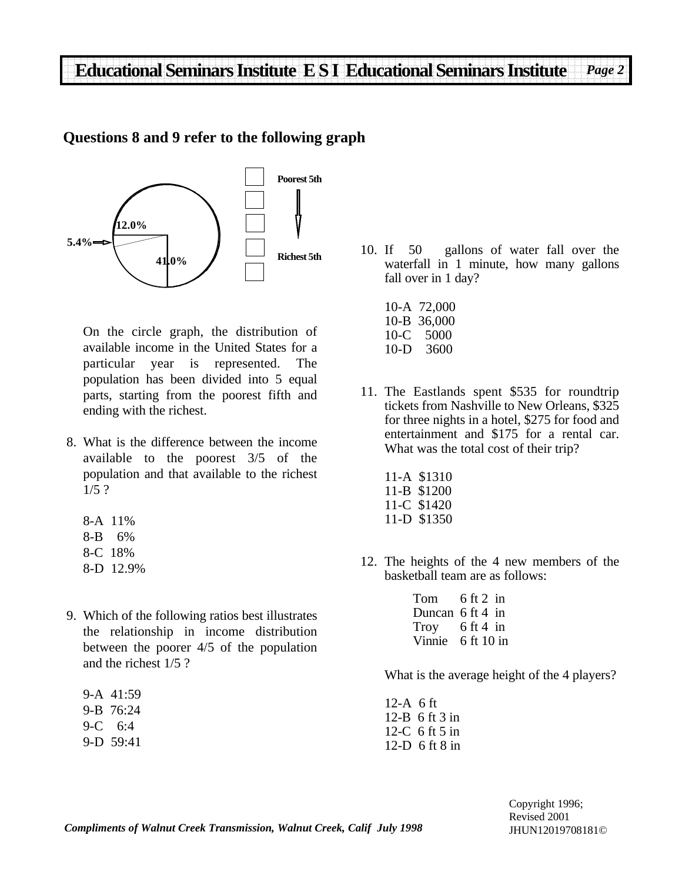## Questions 8 and 9 refer to the following graph

5.4%
12.0%
41.0%

Poorest 5th

Richest 5th

On the circle graph, the distribution of available income in the United States for a particular year is represented. The population has been divided into 5 equal parts, starting from the poorest fifth and ending with the richest.

8. What is the difference between the income available to the poorest 3/5 of the population and that available to the richest 1/5 ?

   8-A 11%
   8-B 6%
   8-C 18%
   8-D 12.9%

9. Which of the following ratios best illustrates the relationship in income distribution between the poorer 4/5 of the population and the richest 1/5 ?

   9-A 41:59
   9-B 76:24
   9-C 6:4
   9-D 59:41

10. If 50 gallons of water fall over the waterfall in 1 minute, how many gallons fall over in 1 day?

    10-A 72,000
    10-B 36,000
    10-C 5000
    10-D 3600

11. The Eastlands spent $535 for roundtrip tickets from Nashville to New Orleans, $325 for three nights in a hotel, $275 for food and entertainment and $175 for a rental car. What was the total cost of their trip?

    11-A $1310
    11-B $1200
    11-C $1420
    11-D $1350

12. The heights of the 4 new members of the basketball team are as follows:

    Tom 6 ft 2 in
    Duncan 6 ft 4 in
    Troy 6 ft 4 in
    Vinnie 6 ft 10 in

    What is the average height of the 4 players?

    12-A 6 ft
    12-B 6 ft 3 in
    12-C 6 ft 5 in
    12-D 6 ft 8 in

*Compliments of Walnut Creek Transmission, Walnut Creek, Calif July 1998*

Copyright 1996;
Revised 2001
JHUN12019708181©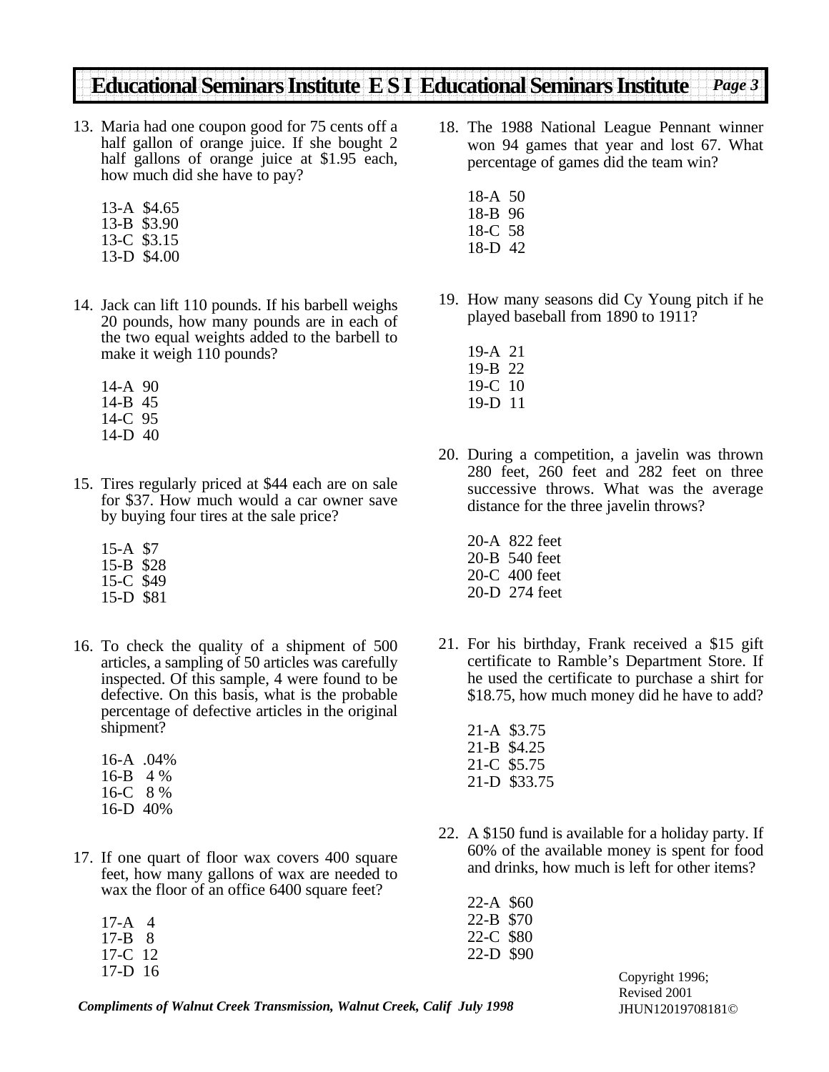13. Maria had one coupon good for 75 cents off a half gallon of orange juice. If she bought 2 half gallons of orange juice at $1.95 each, how much did she have to pay?

    13-A $4.65
    13-B $3.90
    13-C $3.15
    13-D $4.00

14. Jack can lift 110 pounds. If his barbell weighs 20 pounds, how many pounds are in each of the two equal weights added to the barbell to make it weigh 110 pounds?

    14-A 90
    14-B 45
    14-C 95
    14-D 40

15. Tires regularly priced at $44 each are on sale for $37. How much would a car owner save by buying four tires at the sale price?

    15-A $7
    15-B $28
    15-C $49
    15-D $81

16. To check the quality of a shipment of 500 articles, a sampling of 50 articles was carefully inspected. Of this sample, 4 were found to be defective. On this basis, what is the probable percentage of defective articles in the original shipment?

    16-A .04%
    16-B 4 %
    16-C 8 %
    16-D 40%

17. If one quart of floor wax covers 400 square feet, how many gallons of wax are needed to wax the floor of an office 6400 square feet?

    17-A 4
    17-B 8
    17-C 12
    17-D 16

18. The 1988 National League Pennant winner won 94 games that year and lost 67. What percentage of games did the team win?

    18-A 50
    18-B 96
    18-C 58
    18-D 42

19. How many seasons did Cy Young pitch if he played baseball from 1890 to 1911?

    19-A 21
    19-B 22
    19-C 10
    19-D 11

20. During a competition, a javelin was thrown 280 feet, 260 feet and 282 feet on three successive throws. What was the average distance for the three javelin throws?

    20-A 822 feet
    20-B 540 feet
    20-C 400 feet
    20-D 274 feet

21. For his birthday, Frank received a $15 gift certificate to Ramble's Department Store. If he used the certificate to purchase a shirt for $18.75, how much money did he have to add?

    21-A $3.75
    21-B $4.25
    21-C $5.75
    21-D $33.75

22. A $150 fund is available for a holiday party. If 60% of the available money is spent for food and drinks, how much is left for other items?

    22-A $60
    22-B $70
    22-C $80
    22-D $90

Copyright 1996;
Revised 2001
JHUN12019708181©

*Compliments of Walnut Creek Transmission, Walnut Creek, Calif July 1998*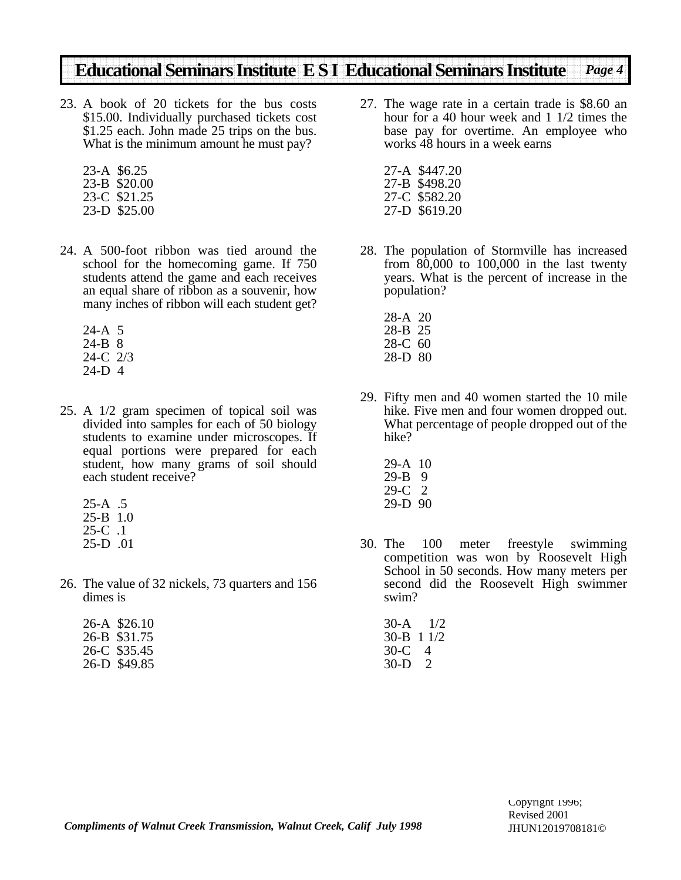23. A book of 20 tickets for the bus costs \$15.00. Individually purchased tickets cost \$1.25 each. John made 25 trips on the bus. What is the minimum amount he must pay?

    23-A \$6.25
    23-B \$20.00
    23-C \$21.25
    23-D \$25.00

24. A 500-foot ribbon was tied around the school for the homecoming game. If 750 students attend the game and each receives an equal share of ribbon as a souvenir, how many inches of ribbon will each student get?

    24-A 5
    24-B 8
    24-C 2/3
    24-D 4

25. A 1/2 gram specimen of topical soil was divided into samples for each of 50 biology students to examine under microscopes. If equal portions were prepared for each student, how many grams of soil should each student receive?

    25-A .5
    25-B 1.0
    25-C .1
    25-D .01

26. The value of 32 nickels, 73 quarters and 156 dimes is

    26-A \$26.10
    26-B \$31.75
    26-C \$35.45
    26-D \$49.85

27. The wage rate in a certain trade is \$8.60 an hour for a 40 hour week and 1 1/2 times the base pay for overtime. An employee who works 48 hours in a week earns

    27-A \$447.20
    27-B \$498.20
    27-C \$582.20
    27-D \$619.20

28. The population of Stormville has increased from 80,000 to 100,000 in the last twenty years. What is the percent of increase in the population?

    28-A 20
    28-B 25
    28-C 60
    28-D 80

29. Fifty men and 40 women started the 10 mile hike. Five men and four women dropped out. What percentage of people dropped out of the hike?

    29-A 10
    29-B 9
    29-C 2
    29-D 90

30. The 100 meter freestyle swimming competition was won by Roosevelt High School in 50 seconds. How many meters per second did the Roosevelt High swimmer swim?

    30-A 1/2
    30-B 1 1/2
    30-C 4
    30-D 2

*Compliments of Walnut Creek Transmission, Walnut Creek, Calif July 1998*

Copyright 1996; Revised 2001
JHUN12019708181©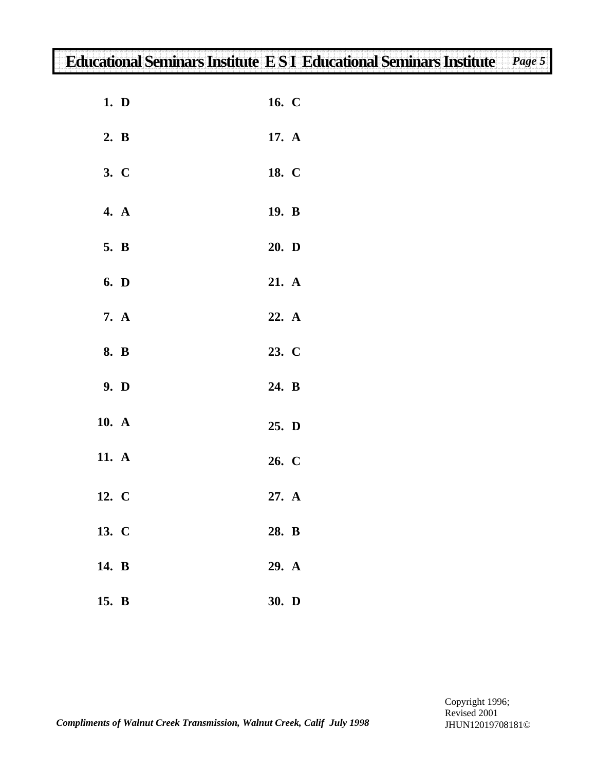**1. D**

**2. B**

**3. C**

**4. A**

**5. B**

**6. D**

**7. A**

**8. B**

**9. D**

**10. A**

**11. A**

**12. C**

**13. C**

**14. B**

**15. B**

**16. C**

**17. A**

**18. C**

**19. B**

**20. D**

**21. A**

**22. A**

**23. C**

**24. B**

**25. D**

**26. C**

**27. A**

**28. B**

**29. A**

**30. D**

***Compliments of Walnut Creek Transmission, Walnut Creek, Calif July 1998***

Copyright 1996;
Revised 2001
JHUN12019708181©